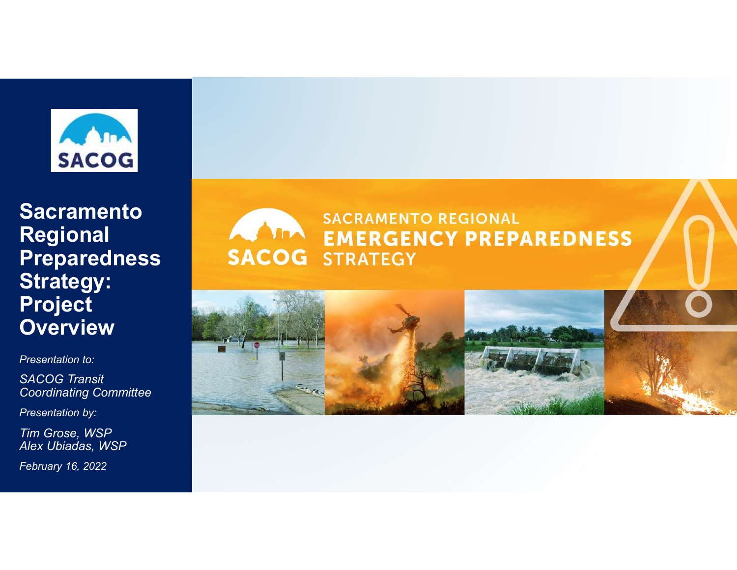# Sacramento Regional Preparedness Strategy: Project Overview

*Presentation to:*

*SACOG Transit Coordinating Committee*

*Presentation by:*

*Tim Grose, WSP*
*Alex Ubiadas, WSP*

*February 16, 2022*

SACRAMENTO REGIONAL
**EMERGENCY PREPAREDNESS**
STRATEGY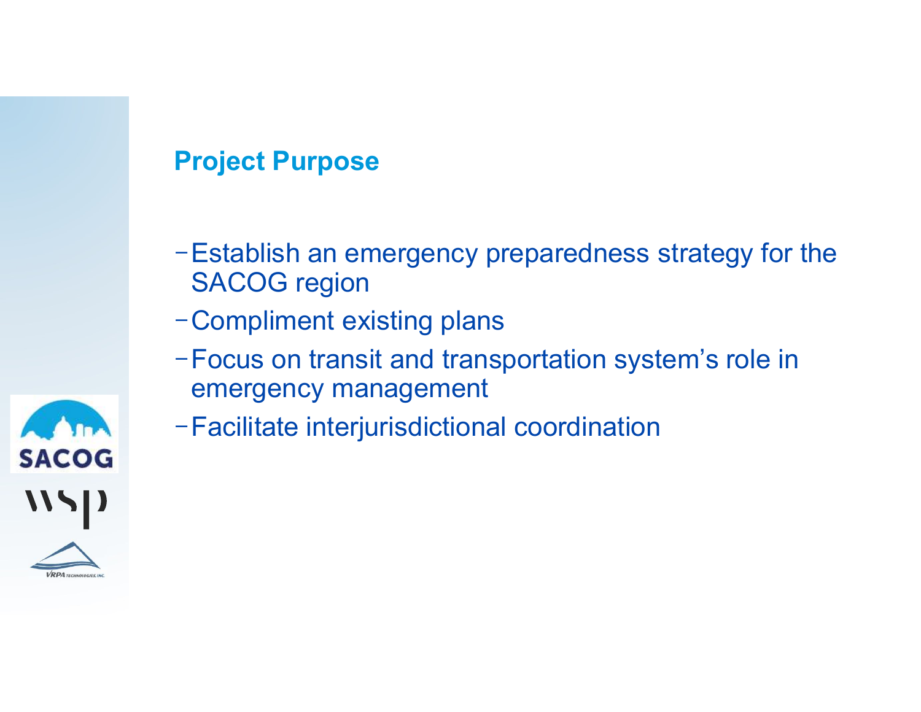## Project Purpose

- Establish an emergency preparedness strategy for the SACOG region
- Compliment existing plans
- Focus on transit and transportation system's role in emergency management
- Facilitate interjurisdictional coordination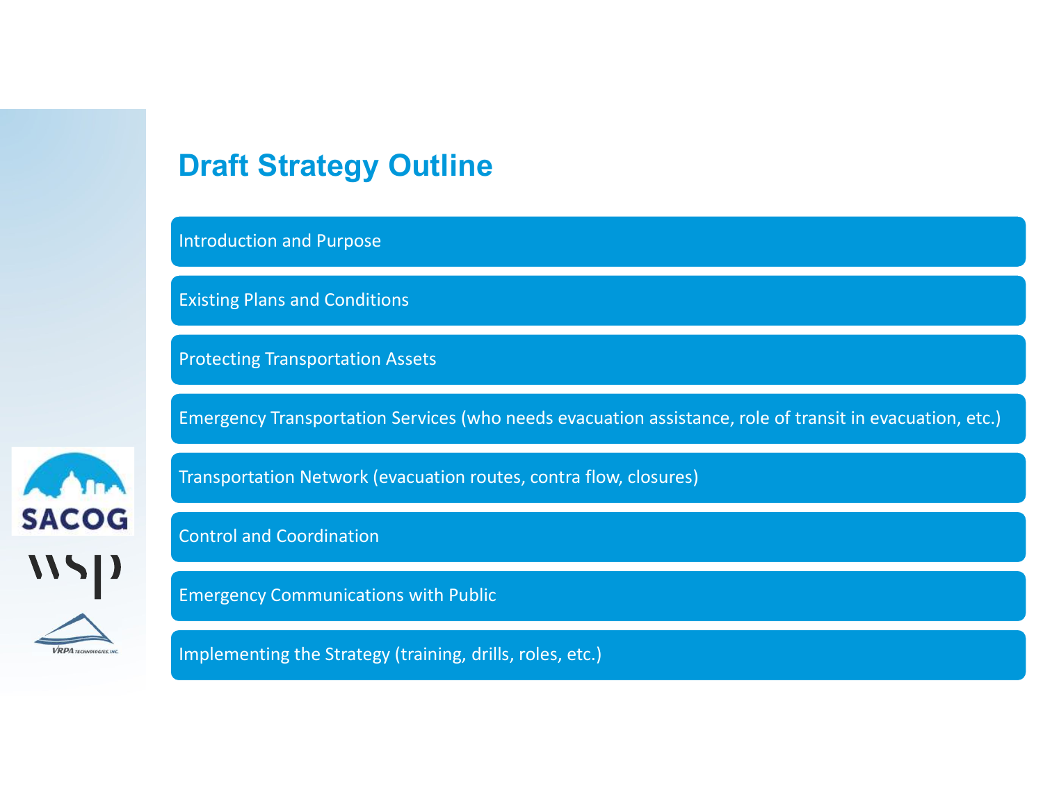# Draft Strategy Outline

- Introduction and Purpose
- Existing Plans and Conditions
- Protecting Transportation Assets
- Emergency Transportation Services (who needs evacuation assistance, role of transit in evacuation, etc.)
- Transportation Network (evacuation routes, contra flow, closures)
- Control and Coordination
- Emergency Communications with Public
- Implementing the Strategy (training, drills, roles, etc.)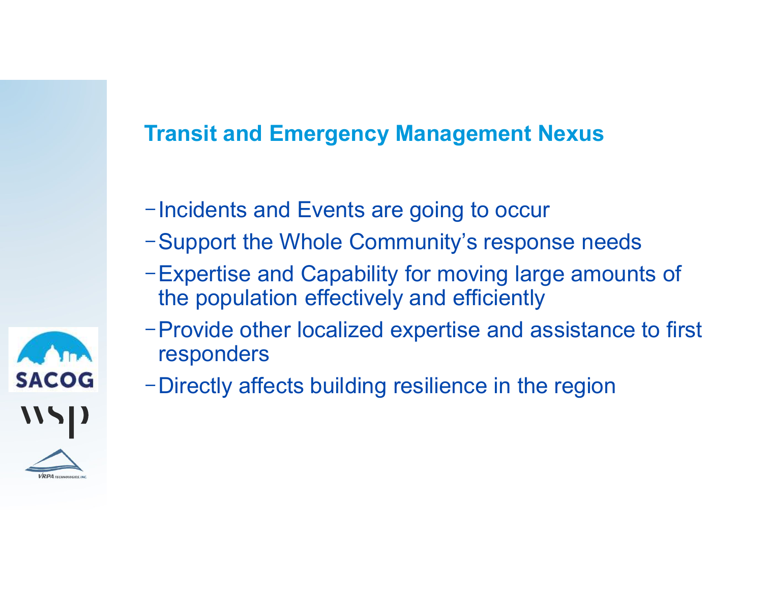## Transit and Emergency Management Nexus

- Incidents and Events are going to occur
- Support the Whole Community's response needs
- Expertise and Capability for moving large amounts of the population effectively and efficiently
- Provide other localized expertise and assistance to first responders
- Directly affects building resilience in the region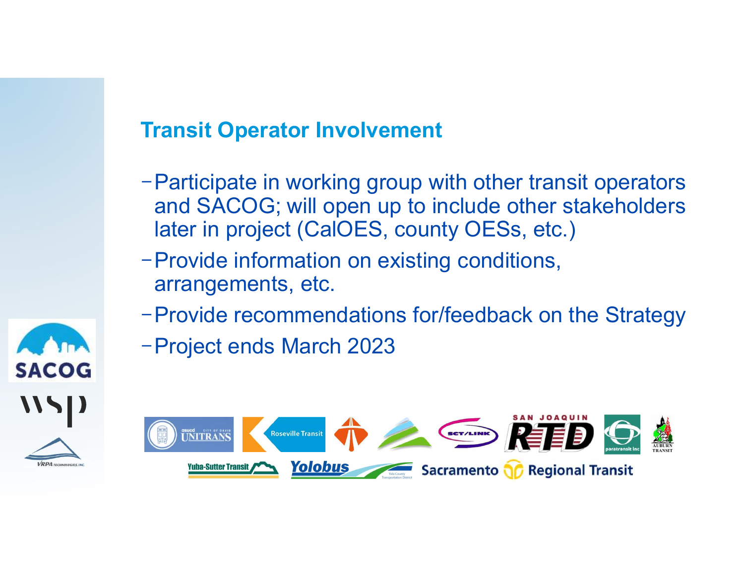## Transit Operator Involvement

- Participate in working group with other transit operators and SACOG; will open up to include other stakeholders later in project (CalOES, county OESs, etc.)
- Provide information on existing conditions, arrangements, etc.
- Provide recommendations for/feedback on the Strategy
- Project ends March 2023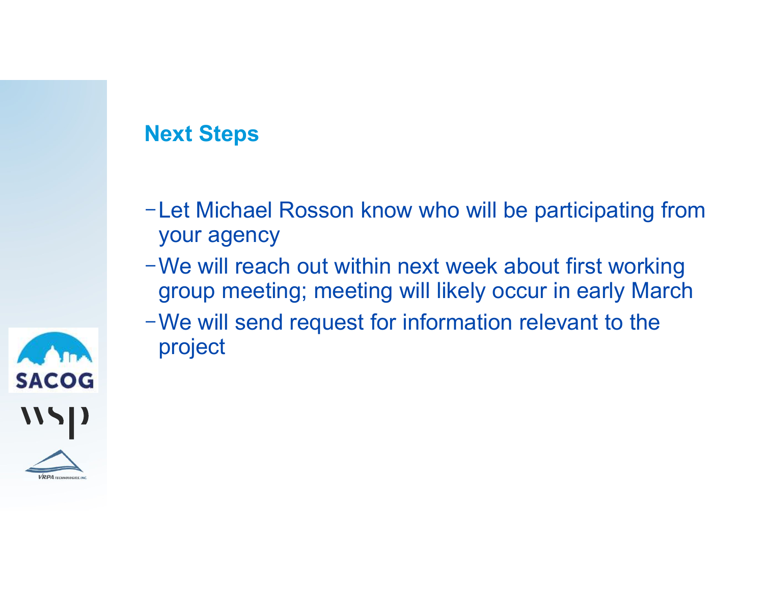## Next Steps

- Let Michael Rosson know who will be participating from your agency
- We will reach out within next week about first working group meeting; meeting will likely occur in early March
- We will send request for information relevant to the project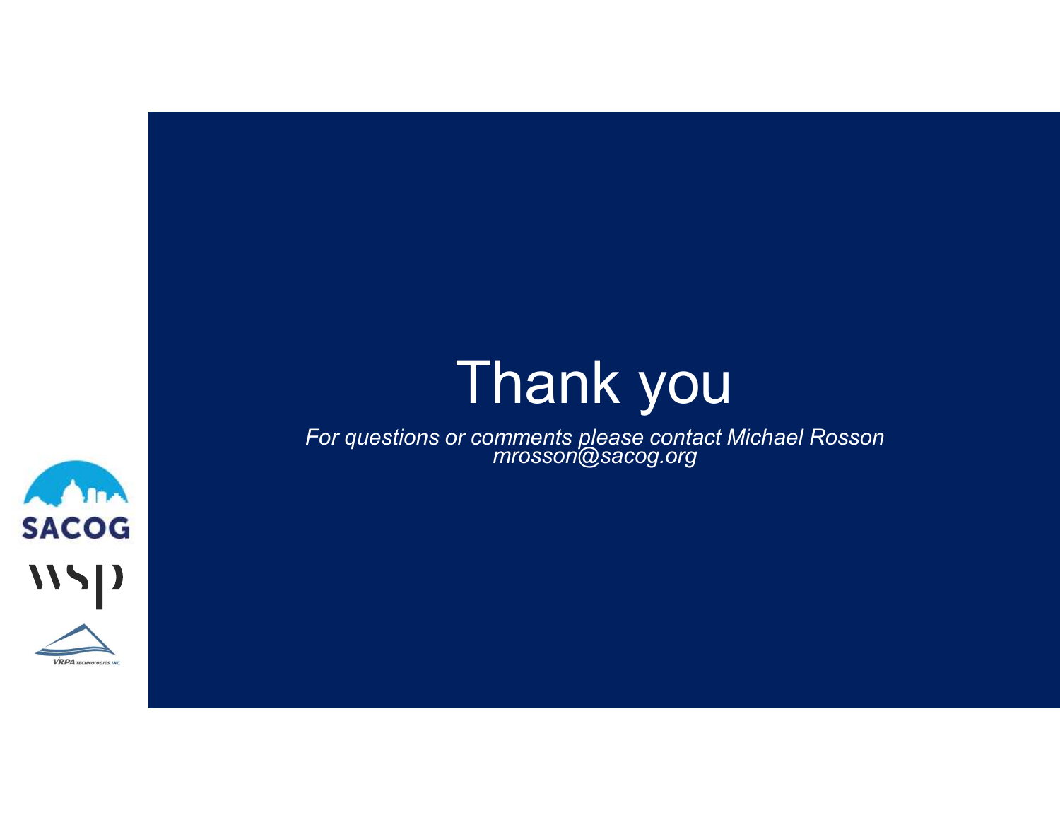# Thank you

*For questions or comments please contact Michael Rosson*
*mrosson@sacog.org*